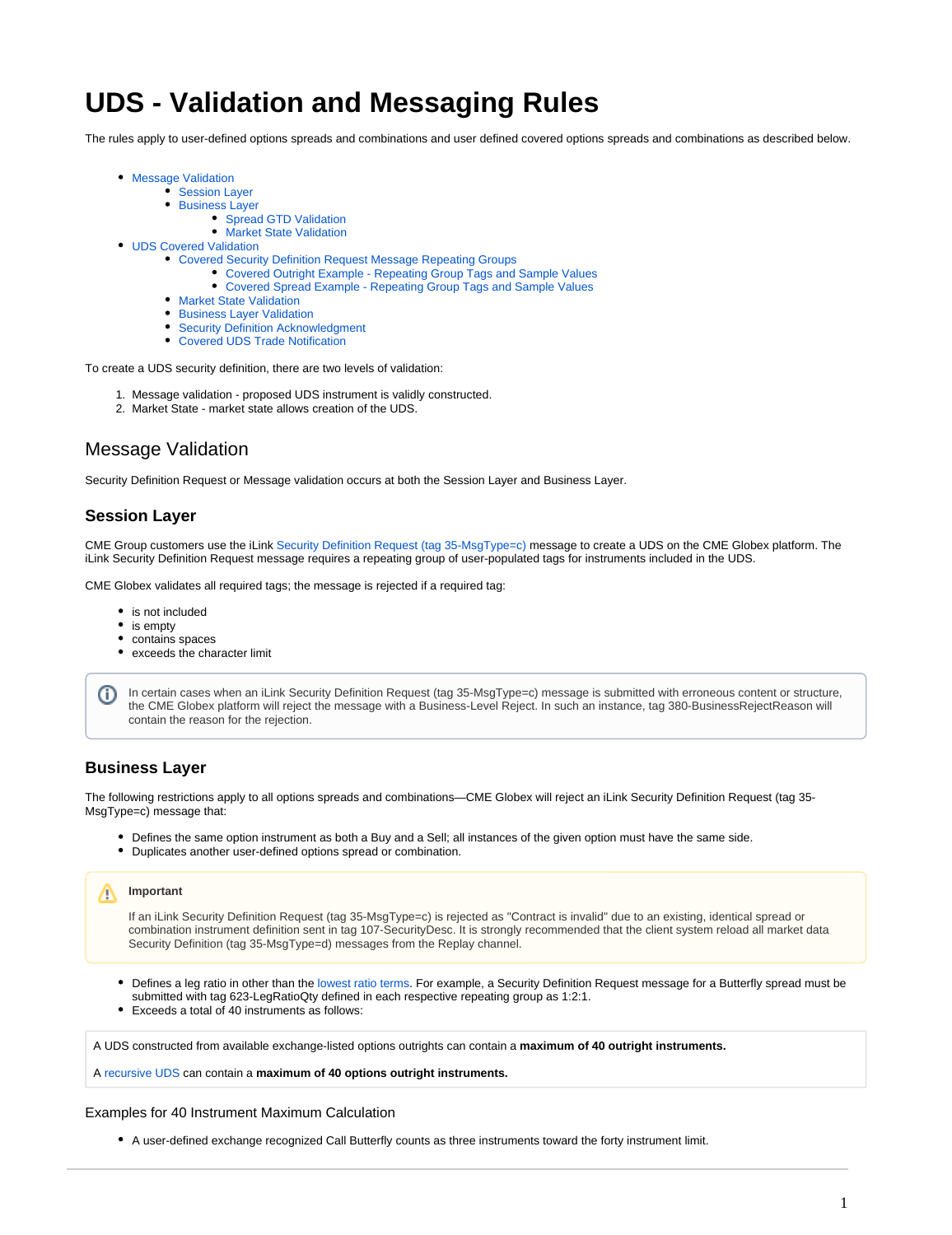# UDS - Validation and Messaging Rules

The rules apply to user-defined options spreads and combinations and user defined covered options spreads and combinations as described below.

- Message Validation
    - Session Layer
    - Business Layer
        - Spread GTD Validation
        - Market State Validation
- UDS Covered Validation
    - Covered Security Definition Request Message Repeating Groups
        - Covered Outright Example - Repeating Group Tags and Sample Values
        - Covered Spread Example - Repeating Group Tags and Sample Values
    - Market State Validation
    - Business Layer Validation
    - Security Definition Acknowledgment
    - Covered UDS Trade Notification

To create a UDS security definition, there are two levels of validation:

1. Message validation - proposed UDS instrument is validly constructed.
2. Market State - market state allows creation of the UDS.

## Message Validation

Security Definition Request or Message validation occurs at both the Session Layer and Business Layer.

### Session Layer

CME Group customers use the iLink Security Definition Request (tag 35-MsgType=c) message to create a UDS on the CME Globex platform. The iLink Security Definition Request message requires a repeating group of user-populated tags for instruments included in the UDS.

CME Globex validates all required tags; the message is rejected if a required tag:

- is not included
- is empty
- contains spaces
- exceeds the character limit

> In certain cases when an iLink Security Definition Request (tag 35-MsgType=c) message is submitted with erroneous content or structure, the CME Globex platform will reject the message with a Business-Level Reject. In such an instance, tag 380-BusinessRejectReason will contain the reason for the rejection.

### Business Layer

The following restrictions apply to all options spreads and combinations—CME Globex will reject an iLink Security Definition Request (tag 35-MsgType=c) message that:

- Defines the same option instrument as both a Buy and a Sell; all instances of the given option must have the same side.
- Duplicates another user-defined options spread or combination.

> **Important**
>
> If an iLink Security Definition Request (tag 35-MsgType=c) is rejected as "Contract is invalid" due to an existing, identical spread or combination instrument definition sent in tag 107-SecurityDesc. It is strongly recommended that the client system reload all market data Security Definition (tag 35-MsgType=d) messages from the Replay channel.

- Defines a leg ratio in other than the lowest ratio terms. For example, a Security Definition Request message for a Butterfly spread must be submitted with tag 623-LegRatioQty defined in each respective repeating group as 1:2:1.
- Exceeds a total of 40 instruments as follows:

> A UDS constructed from available exchange-listed options outrights can contain a **maximum of 40 outright instruments.**
>
> A recursive UDS can contain a **maximum of 40 options outright instruments.**

#### Examples for 40 Instrument Maximum Calculation

- A user-defined exchange recognized Call Butterfly counts as three instruments toward the forty instrument limit.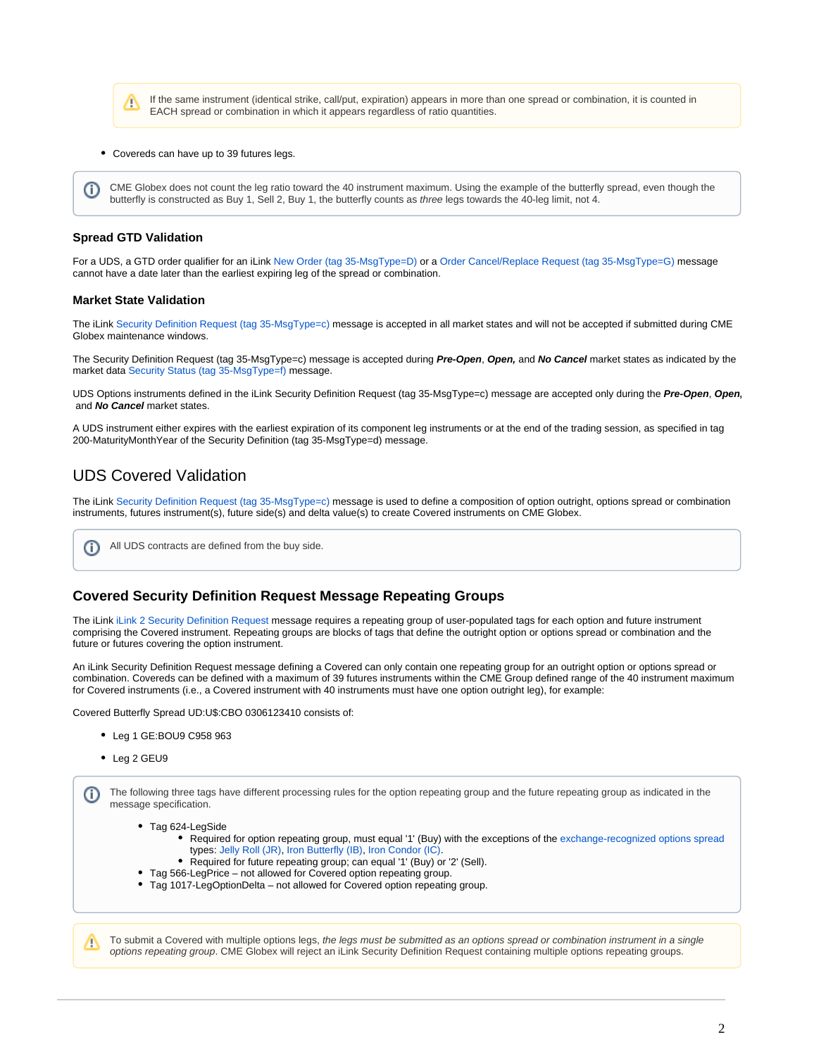> ⚠ If the same instrument (identical strike, call/put, expiration) appears in more than one spread or combination, it is counted in EACH spread or combination in which it appears regardless of ratio quantities.

- Covereds can have up to 39 futures legs.

> ⓘ CME Globex does not count the leg ratio toward the 40 instrument maximum. Using the example of the butterfly spread, even though the butterfly is constructed as Buy 1, Sell 2, Buy 1, the butterfly counts as *three* legs towards the 40-leg limit, not 4.

### Spread GTD Validation

For a UDS, a GTD order qualifier for an iLink New Order (tag 35-MsgType=D) or a Order Cancel/Replace Request (tag 35-MsgType=G) message cannot have a date later than the earliest expiring leg of the spread or combination.

### Market State Validation

The iLink Security Definition Request (tag 35-MsgType=c) message is accepted in all market states and will not be accepted if submitted during CME Globex maintenance windows.

The Security Definition Request (tag 35-MsgType=c) message is accepted during ***Pre-Open***, ***Open,*** and ***No Cancel*** market states as indicated by the market data Security Status (tag 35-MsgType=f) message.

UDS Options instruments defined in the iLink Security Definition Request (tag 35-MsgType=c) message are accepted only during the ***Pre-Open***, ***Open,*** and ***No Cancel*** market states.

A UDS instrument either expires with the earliest expiration of its component leg instruments or at the end of the trading session, as specified in tag 200-MaturityMonthYear of the Security Definition (tag 35-MsgType=d) message.

## UDS Covered Validation

The iLink Security Definition Request (tag 35-MsgType=c) message is used to define a composition of option outright, options spread or combination instruments, futures instrument(s), future side(s) and delta value(s) to create Covered instruments on CME Globex.

> ⓘ All UDS contracts are defined from the buy side.

### Covered Security Definition Request Message Repeating Groups

The iLink iLink 2 Security Definition Request message requires a repeating group of user-populated tags for each option and future instrument comprising the Covered instrument. Repeating groups are blocks of tags that define the outright option or options spread or combination and the future or futures covering the option instrument.

An iLink Security Definition Request message defining a Covered can only contain one repeating group for an outright option or options spread or combination. Covereds can be defined with a maximum of 39 futures instruments within the CME Group defined range of the 40 instrument maximum for Covered instruments (i.e., a Covered instrument with 40 instruments must have one option outright leg), for example:

Covered Butterfly Spread UD:U$:CBO 0306123410 consists of:

- Leg 1 GE:BOU9 C958 963
- Leg 2 GEU9

> ⓘ The following three tags have different processing rules for the option repeating group and the future repeating group as indicated in the message specification.
>
> - Tag 624-LegSide
>   - Required for option repeating group, must equal '1' (Buy) with the exceptions of the exchange-recognized options spread types: Jelly Roll (JR), Iron Butterfly (IB), Iron Condor (IC).
>   - Required for future repeating group; can equal '1' (Buy) or '2' (Sell).
> - Tag 566-LegPrice – not allowed for Covered option repeating group.
> - Tag 1017-LegOptionDelta – not allowed for Covered option repeating group.

> ⚠ To submit a Covered with multiple options legs, *the legs must be submitted as an options spread or combination instrument in a single options repeating group*. CME Globex will reject an iLink Security Definition Request containing multiple options repeating groups.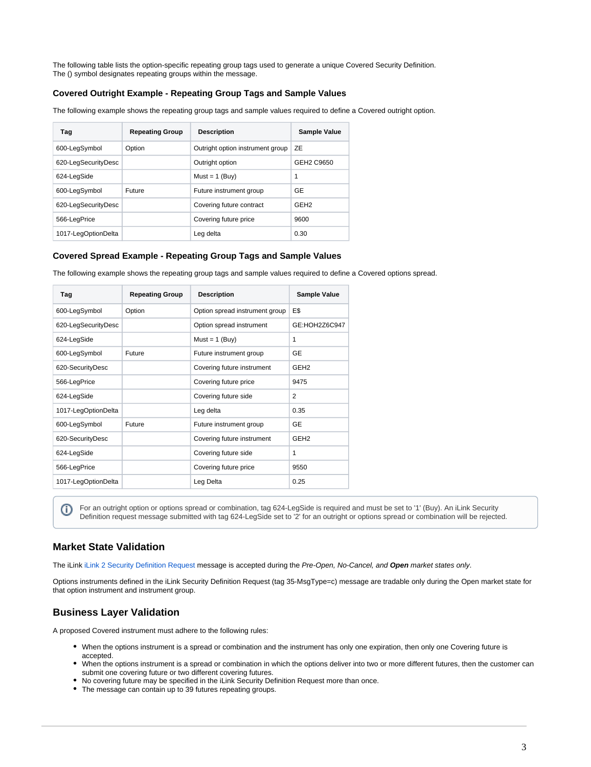The following table lists the option-specific repeating group tags used to generate a unique Covered Security Definition.
The () symbol designates repeating groups within the message.

### Covered Outright Example - Repeating Group Tags and Sample Values

The following example shows the repeating group tags and sample values required to define a Covered outright option.

| Tag | Repeating Group | Description | Sample Value |
|---|---|---|---|
| 600-LegSymbol | Option | Outright option instrument group | ZE |
| 620-LegSecurityDesc | | Outright option | GEH2 C9650 |
| 624-LegSide | | Must = 1 (Buy) | 1 |
| 600-LegSymbol | Future | Future instrument group | GE |
| 620-LegSecurityDesc | | Covering future contract | GEH2 |
| 566-LegPrice | | Covering future price | 9600 |
| 1017-LegOptionDelta | | Leg delta | 0.30 |

### Covered Spread Example - Repeating Group Tags and Sample Values

The following example shows the repeating group tags and sample values required to define a Covered options spread.

| Tag | Repeating Group | Description | Sample Value |
|---|---|---|---|
| 600-LegSymbol | Option | Option spread instrument group | E$ |
| 620-LegSecurityDesc | | Option spread instrument | GE:HOH2Z6C947 |
| 624-LegSide | | Must = 1 (Buy) | 1 |
| 600-LegSymbol | Future | Future instrument group | GE |
| 620-SecurityDesc | | Covering future instrument | GEH2 |
| 566-LegPrice | | Covering future price | 9475 |
| 624-LegSide | | Covering future side | 2 |
| 1017-LegOptionDelta | | Leg delta | 0.35 |
| 600-LegSymbol | Future | Future instrument group | GE |
| 620-SecurityDesc | | Covering future instrument | GEH2 |
| 624-LegSide | | Covering future side | 1 |
| 566-LegPrice | | Covering future price | 9550 |
| 1017-LegOptionDelta | | Leg Delta | 0.25 |

> For an outright option or options spread or combination, tag 624-LegSide is required and must be set to '1' (Buy). An iLink Security Definition request message submitted with tag 624-LegSide set to '2' for an outright or options spread or combination will be rejected.

## Market State Validation

The iLink iLink 2 Security Definition Request message is accepted during the *Pre-Open, No-Cancel, and* ***Open*** *market states only*.

Options instruments defined in the iLink Security Definition Request (tag 35-MsgType=c) message are tradable only during the Open market state for that option instrument and instrument group.

## Business Layer Validation

A proposed Covered instrument must adhere to the following rules:

- When the options instrument is a spread or combination and the instrument has only one expiration, then only one Covering future is accepted.
- When the options instrument is a spread or combination in which the options deliver into two or more different futures, then the customer can submit one covering future or two different covering futures.
- No covering future may be specified in the iLink Security Definition Request more than once.
- The message can contain up to 39 futures repeating groups.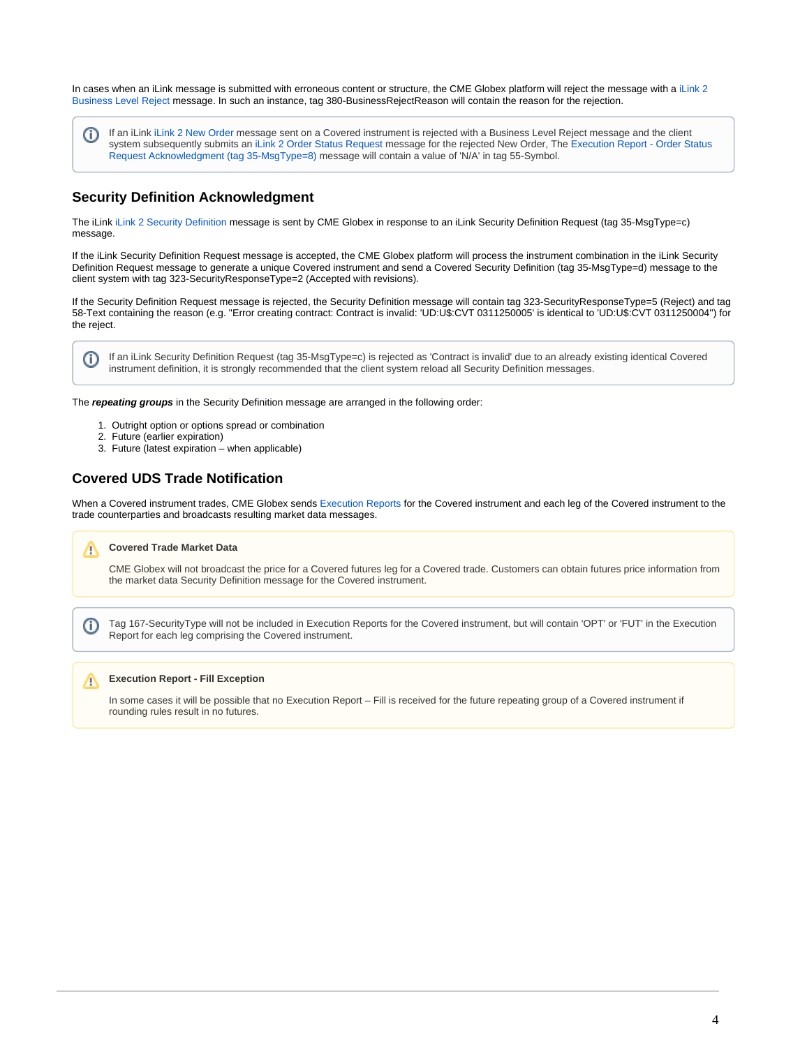In cases when an iLink message is submitted with erroneous content or structure, the CME Globex platform will reject the message with a iLink 2 Business Level Reject message. In such an instance, tag 380-BusinessRejectReason will contain the reason for the rejection.

> If an iLink iLink 2 New Order message sent on a Covered instrument is rejected with a Business Level Reject message and the client system subsequently submits an iLink 2 Order Status Request message for the rejected New Order, The Execution Report - Order Status Request Acknowledgment (tag 35-MsgType=8) message will contain a value of 'N/A' in tag 55-Symbol.

## Security Definition Acknowledgment

The iLink iLink 2 Security Definition message is sent by CME Globex in response to an iLink Security Definition Request (tag 35-MsgType=c) message.

If the iLink Security Definition Request message is accepted, the CME Globex platform will process the instrument combination in the iLink Security Definition Request message to generate a unique Covered instrument and send a Covered Security Definition (tag 35-MsgType=d) message to the client system with tag 323-SecurityResponseType=2 (Accepted with revisions).

If the Security Definition Request message is rejected, the Security Definition message will contain tag 323-SecurityResponseType=5 (Reject) and tag 58-Text containing the reason (e.g. "Error creating contract: Contract is invalid: 'UD:U$:CVT 0311250005' is identical to 'UD:U$:CVT 0311250004'") for the reject.

> If an iLink Security Definition Request (tag 35-MsgType=c) is rejected as 'Contract is invalid' due to an already existing identical Covered instrument definition, it is strongly recommended that the client system reload all Security Definition messages.

The ***repeating groups*** in the Security Definition message are arranged in the following order:

1. Outright option or options spread or combination
2. Future (earlier expiration)
3. Future (latest expiration – when applicable)

## Covered UDS Trade Notification

When a Covered instrument trades, CME Globex sends Execution Reports for the Covered instrument and each leg of the Covered instrument to the trade counterparties and broadcasts resulting market data messages.

> **Covered Trade Market Data**
>
> CME Globex will not broadcast the price for a Covered futures leg for a Covered trade. Customers can obtain futures price information from the market data Security Definition message for the Covered instrument.

> Tag 167-SecurityType will not be included in Execution Reports for the Covered instrument, but will contain 'OPT' or 'FUT' in the Execution Report for each leg comprising the Covered instrument.

> **Execution Report - Fill Exception**
>
> In some cases it will be possible that no Execution Report – Fill is received for the future repeating group of a Covered instrument if rounding rules result in no futures.